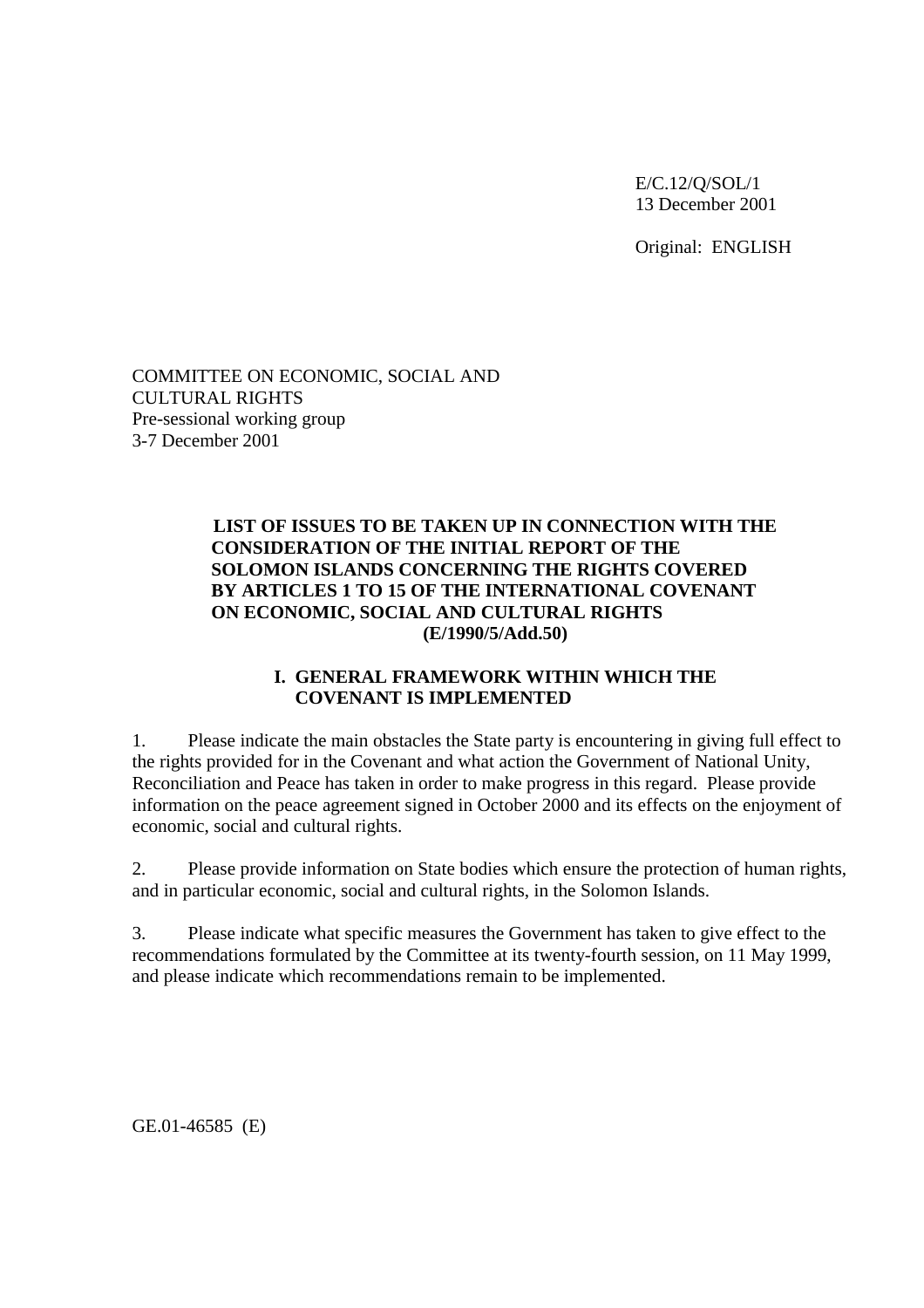E/C.12/Q/SOL/1
13 December 2001

Original: ENGLISH

COMMITTEE ON ECONOMIC, SOCIAL AND CULTURAL RIGHTS
Pre-sessional working group
3-7 December 2001

# LIST OF ISSUES TO BE TAKEN UP IN CONNECTION WITH THE CONSIDERATION OF THE INITIAL REPORT OF THE SOLOMON ISLANDS CONCERNING THE RIGHTS COVERED BY ARTICLES 1 TO 15 OF THE INTERNATIONAL COVENANT ON ECONOMIC, SOCIAL AND CULTURAL RIGHTS (E/1990/5/Add.50)

## I. GENERAL FRAMEWORK WITHIN WHICH THE COVENANT IS IMPLEMENTED

1. Please indicate the main obstacles the State party is encountering in giving full effect to the rights provided for in the Covenant and what action the Government of National Unity, Reconciliation and Peace has taken in order to make progress in this regard. Please provide information on the peace agreement signed in October 2000 and its effects on the enjoyment of economic, social and cultural rights.

2. Please provide information on State bodies which ensure the protection of human rights, and in particular economic, social and cultural rights, in the Solomon Islands.

3. Please indicate what specific measures the Government has taken to give effect to the recommendations formulated by the Committee at its twenty-fourth session, on 11 May 1999, and please indicate which recommendations remain to be implemented.

GE.01-46585 (E)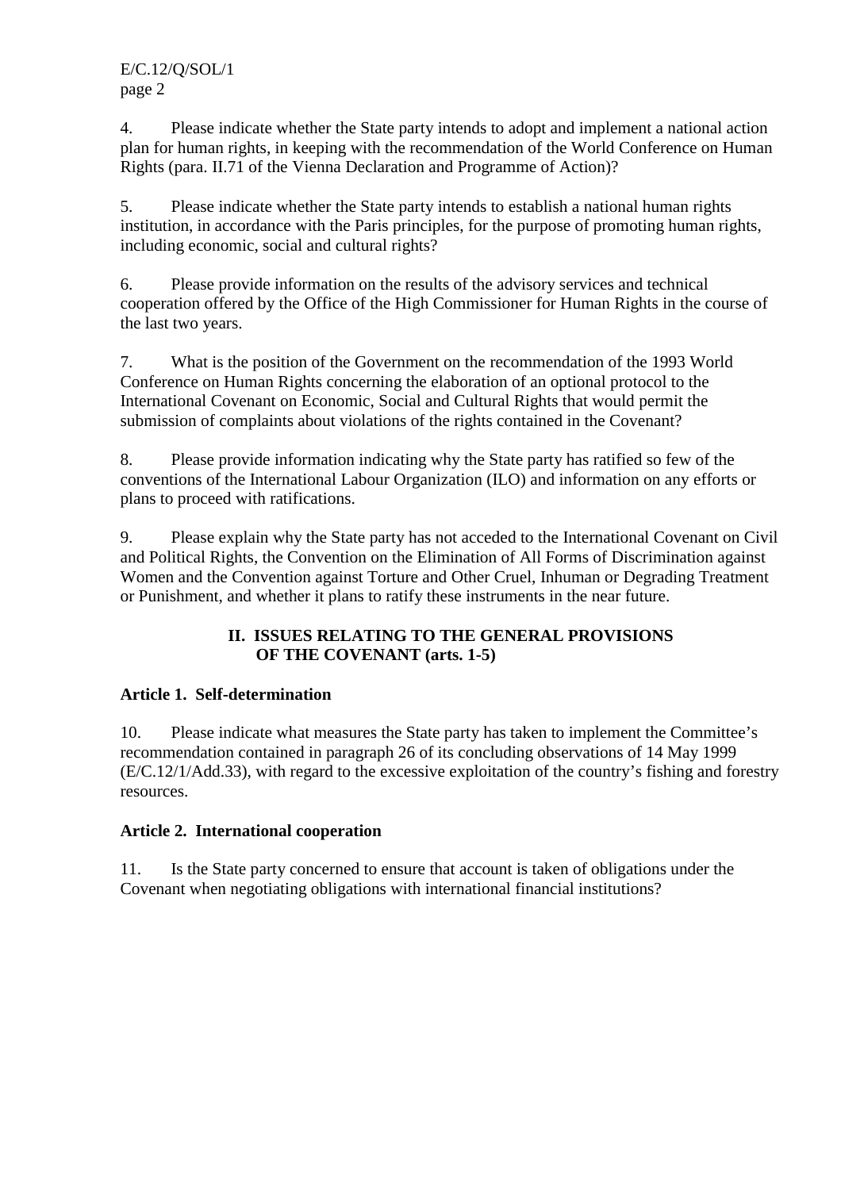4. Please indicate whether the State party intends to adopt and implement a national action plan for human rights, in keeping with the recommendation of the World Conference on Human Rights (para. II.71 of the Vienna Declaration and Programme of Action)?

5. Please indicate whether the State party intends to establish a national human rights institution, in accordance with the Paris principles, for the purpose of promoting human rights, including economic, social and cultural rights?

6. Please provide information on the results of the advisory services and technical cooperation offered by the Office of the High Commissioner for Human Rights in the course of the last two years.

7. What is the position of the Government on the recommendation of the 1993 World Conference on Human Rights concerning the elaboration of an optional protocol to the International Covenant on Economic, Social and Cultural Rights that would permit the submission of complaints about violations of the rights contained in the Covenant?

8. Please provide information indicating why the State party has ratified so few of the conventions of the International Labour Organization (ILO) and information on any efforts or plans to proceed with ratifications.

9. Please explain why the State party has not acceded to the International Covenant on Civil and Political Rights, the Convention on the Elimination of All Forms of Discrimination against Women and the Convention against Torture and Other Cruel, Inhuman or Degrading Treatment or Punishment, and whether it plans to ratify these instruments in the near future.

## II. ISSUES RELATING TO THE GENERAL PROVISIONS OF THE COVENANT (arts. 1-5)

### Article 1. Self-determination

10. Please indicate what measures the State party has taken to implement the Committee's recommendation contained in paragraph 26 of its concluding observations of 14 May 1999 (E/C.12/1/Add.33), with regard to the excessive exploitation of the country's fishing and forestry resources.

### Article 2. International cooperation

11. Is the State party concerned to ensure that account is taken of obligations under the Covenant when negotiating obligations with international financial institutions?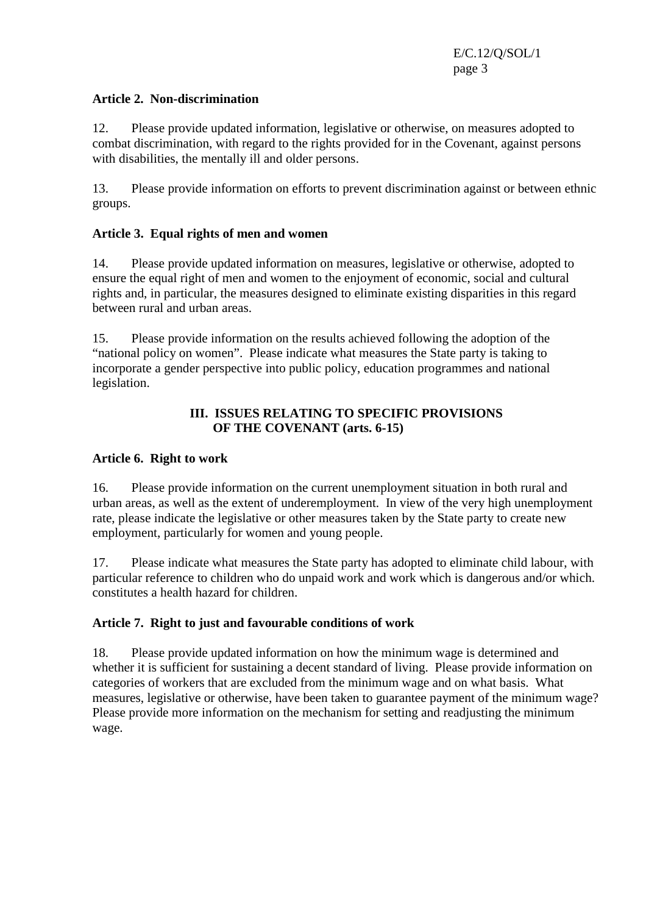**Article 2. Non-discrimination**

12. Please provide updated information, legislative or otherwise, on measures adopted to combat discrimination, with regard to the rights provided for in the Covenant, against persons with disabilities, the mentally ill and older persons.

13. Please provide information on efforts to prevent discrimination against or between ethnic groups.

**Article 3. Equal rights of men and women**

14. Please provide updated information on measures, legislative or otherwise, adopted to ensure the equal right of men and women to the enjoyment of economic, social and cultural rights and, in particular, the measures designed to eliminate existing disparities in this regard between rural and urban areas.

15. Please provide information on the results achieved following the adoption of the "national policy on women". Please indicate what measures the State party is taking to incorporate a gender perspective into public policy, education programmes and national legislation.

## III. ISSUES RELATING TO SPECIFIC PROVISIONS OF THE COVENANT (arts. 6-15)

**Article 6. Right to work**

16. Please provide information on the current unemployment situation in both rural and urban areas, as well as the extent of underemployment. In view of the very high unemployment rate, please indicate the legislative or other measures taken by the State party to create new employment, particularly for women and young people.

17. Please indicate what measures the State party has adopted to eliminate child labour, with particular reference to children who do unpaid work and work which is dangerous and/or which. constitutes a health hazard for children.

**Article 7. Right to just and favourable conditions of work**

18. Please provide updated information on how the minimum wage is determined and whether it is sufficient for sustaining a decent standard of living. Please provide information on categories of workers that are excluded from the minimum wage and on what basis. What measures, legislative or otherwise, have been taken to guarantee payment of the minimum wage? Please provide more information on the mechanism for setting and readjusting the minimum wage.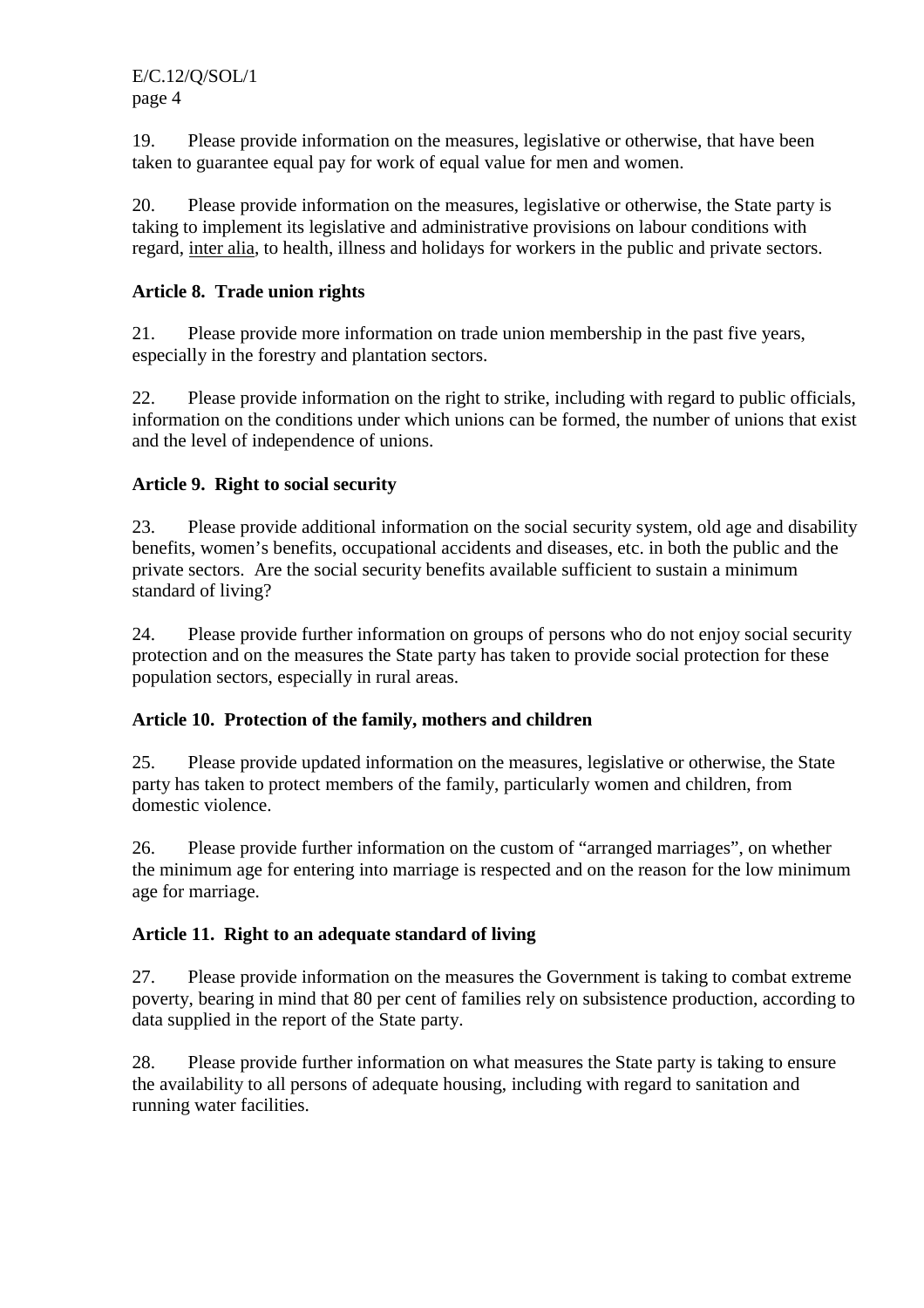19. Please provide information on the measures, legislative or otherwise, that have been taken to guarantee equal pay for work of equal value for men and women.

20. Please provide information on the measures, legislative or otherwise, the State party is taking to implement its legislative and administrative provisions on labour conditions with regard, inter alia, to health, illness and holidays for workers in the public and private sectors.

**Article 8. Trade union rights**

21. Please provide more information on trade union membership in the past five years, especially in the forestry and plantation sectors.

22. Please provide information on the right to strike, including with regard to public officials, information on the conditions under which unions can be formed, the number of unions that exist and the level of independence of unions.

**Article 9. Right to social security**

23. Please provide additional information on the social security system, old age and disability benefits, women's benefits, occupational accidents and diseases, etc. in both the public and the private sectors. Are the social security benefits available sufficient to sustain a minimum standard of living?

24. Please provide further information on groups of persons who do not enjoy social security protection and on the measures the State party has taken to provide social protection for these population sectors, especially in rural areas.

**Article 10. Protection of the family, mothers and children**

25. Please provide updated information on the measures, legislative or otherwise, the State party has taken to protect members of the family, particularly women and children, from domestic violence.

26. Please provide further information on the custom of "arranged marriages", on whether the minimum age for entering into marriage is respected and on the reason for the low minimum age for marriage.

**Article 11. Right to an adequate standard of living**

27. Please provide information on the measures the Government is taking to combat extreme poverty, bearing in mind that 80 per cent of families rely on subsistence production, according to data supplied in the report of the State party.

28. Please provide further information on what measures the State party is taking to ensure the availability to all persons of adequate housing, including with regard to sanitation and running water facilities.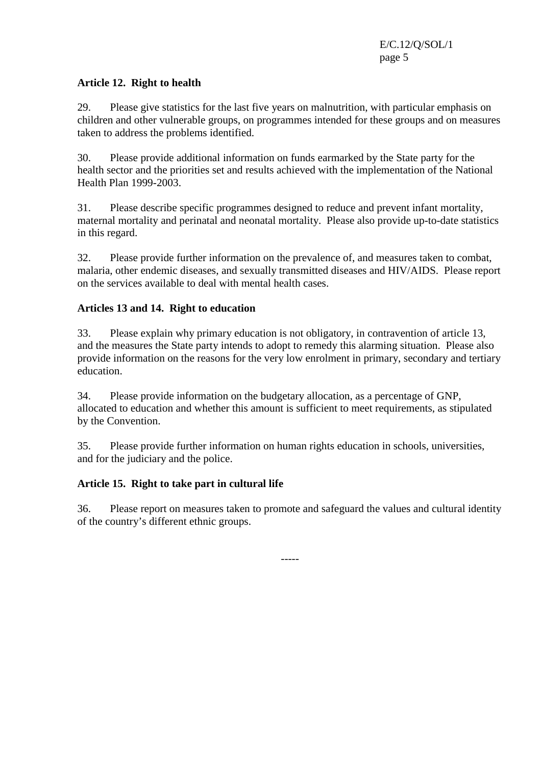**Article 12. Right to health**

29. Please give statistics for the last five years on malnutrition, with particular emphasis on children and other vulnerable groups, on programmes intended for these groups and on measures taken to address the problems identified.

30. Please provide additional information on funds earmarked by the State party for the health sector and the priorities set and results achieved with the implementation of the National Health Plan 1999-2003.

31. Please describe specific programmes designed to reduce and prevent infant mortality, maternal mortality and perinatal and neonatal mortality. Please also provide up-to-date statistics in this regard.

32. Please provide further information on the prevalence of, and measures taken to combat, malaria, other endemic diseases, and sexually transmitted diseases and HIV/AIDS. Please report on the services available to deal with mental health cases.

**Articles 13 and 14. Right to education**

33. Please explain why primary education is not obligatory, in contravention of article 13, and the measures the State party intends to adopt to remedy this alarming situation. Please also provide information on the reasons for the very low enrolment in primary, secondary and tertiary education.

34. Please provide information on the budgetary allocation, as a percentage of GNP, allocated to education and whether this amount is sufficient to meet requirements, as stipulated by the Convention.

35. Please provide further information on human rights education in schools, universities, and for the judiciary and the police.

**Article 15. Right to take part in cultural life**

36. Please report on measures taken to promote and safeguard the values and cultural identity of the country's different ethnic groups.

-----